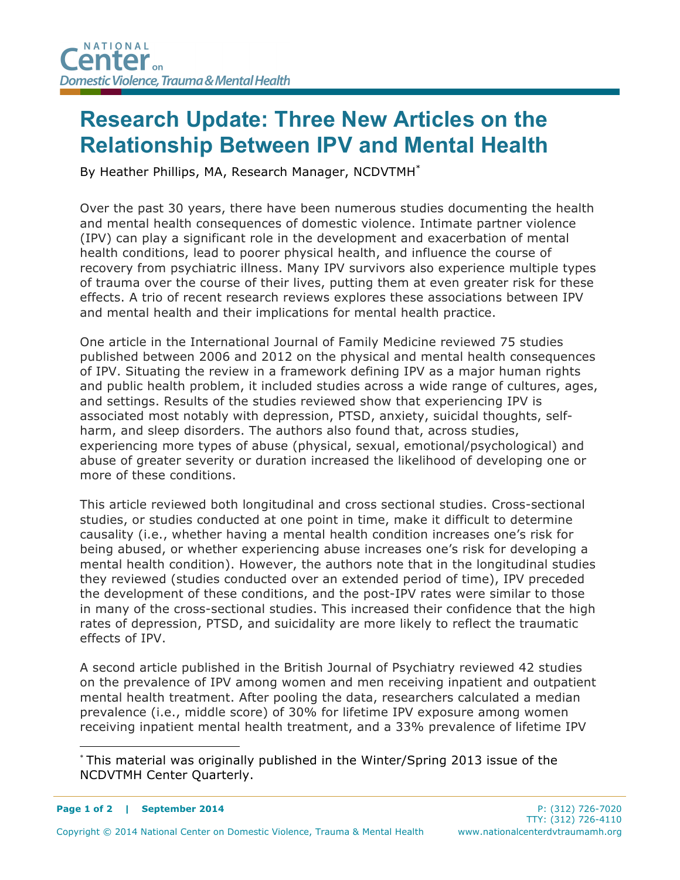National Center on Domestic Violence, Trauma & Mental Health

# Research Update: Three New Articles on the Relationship Between IPV and Mental Health

By Heather Phillips, MA, Research Manager, NCDVTMH*

Over the past 30 years, there have been numerous studies documenting the health and mental health consequences of domestic violence. Intimate partner violence (IPV) can play a significant role in the development and exacerbation of mental health conditions, lead to poorer physical health, and influence the course of recovery from psychiatric illness. Many IPV survivors also experience multiple types of trauma over the course of their lives, putting them at even greater risk for these effects. A trio of recent research reviews explores these associations between IPV and mental health and their implications for mental health practice.

One article in the International Journal of Family Medicine reviewed 75 studies published between 2006 and 2012 on the physical and mental health consequences of IPV. Situating the review in a framework defining IPV as a major human rights and public health problem, it included studies across a wide range of cultures, ages, and settings. Results of the studies reviewed show that experiencing IPV is associated most notably with depression, PTSD, anxiety, suicidal thoughts, self-harm, and sleep disorders. The authors also found that, across studies, experiencing more types of abuse (physical, sexual, emotional/psychological) and abuse of greater severity or duration increased the likelihood of developing one or more of these conditions.

This article reviewed both longitudinal and cross sectional studies. Cross-sectional studies, or studies conducted at one point in time, make it difficult to determine causality (i.e., whether having a mental health condition increases one's risk for being abused, or whether experiencing abuse increases one's risk for developing a mental health condition). However, the authors note that in the longitudinal studies they reviewed (studies conducted over an extended period of time), IPV preceded the development of these conditions, and the post-IPV rates were similar to those in many of the cross-sectional studies. This increased their confidence that the high rates of depression, PTSD, and suicidality are more likely to reflect the traumatic effects of IPV.

A second article published in the British Journal of Psychiatry reviewed 42 studies on the prevalence of IPV among women and men receiving inpatient and outpatient mental health treatment. After pooling the data, researchers calculated a median prevalence (i.e., middle score) of 30% for lifetime IPV exposure among women receiving inpatient mental health treatment, and a 33% prevalence of lifetime IPV

---

* This material was originally published in the Winter/Spring 2013 issue of the NCDVTMH Center Quarterly.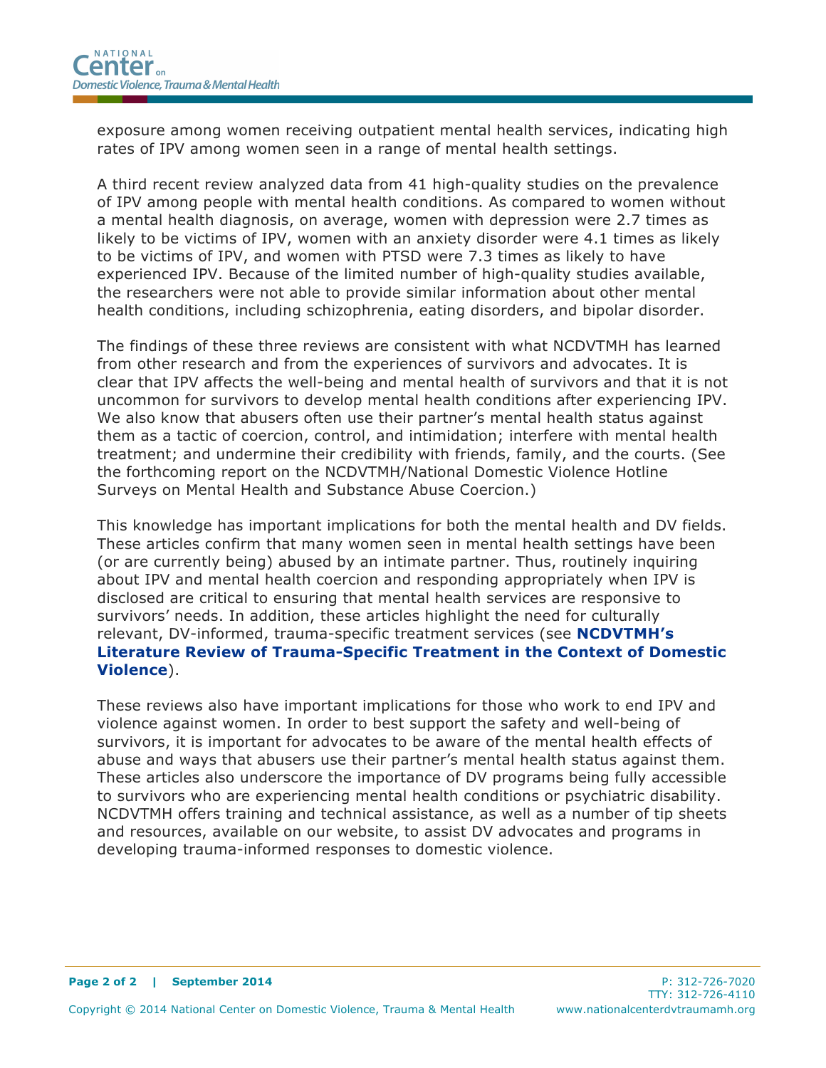exposure among women receiving outpatient mental health services, indicating high rates of IPV among women seen in a range of mental health settings.

A third recent review analyzed data from 41 high-quality studies on the prevalence of IPV among people with mental health conditions. As compared to women without a mental health diagnosis, on average, women with depression were 2.7 times as likely to be victims of IPV, women with an anxiety disorder were 4.1 times as likely to be victims of IPV, and women with PTSD were 7.3 times as likely to have experienced IPV. Because of the limited number of high-quality studies available, the researchers were not able to provide similar information about other mental health conditions, including schizophrenia, eating disorders, and bipolar disorder.

The findings of these three reviews are consistent with what NCDVTMH has learned from other research and from the experiences of survivors and advocates. It is clear that IPV affects the well-being and mental health of survivors and that it is not uncommon for survivors to develop mental health conditions after experiencing IPV. We also know that abusers often use their partner's mental health status against them as a tactic of coercion, control, and intimidation; interfere with mental health treatment; and undermine their credibility with friends, family, and the courts. (See the forthcoming report on the NCDVTMH/National Domestic Violence Hotline Surveys on Mental Health and Substance Abuse Coercion.)

This knowledge has important implications for both the mental health and DV fields. These articles confirm that many women seen in mental health settings have been (or are currently being) abused by an intimate partner. Thus, routinely inquiring about IPV and mental health coercion and responding appropriately when IPV is disclosed are critical to ensuring that mental health services are responsive to survivors' needs. In addition, these articles highlight the need for culturally relevant, DV-informed, trauma-specific treatment services (see **NCDVTMH's Literature Review of Trauma-Specific Treatment in the Context of Domestic Violence**).

These reviews also have important implications for those who work to end IPV and violence against women. In order to best support the safety and well-being of survivors, it is important for advocates to be aware of the mental health effects of abuse and ways that abusers use their partner's mental health status against them. These articles also underscore the importance of DV programs being fully accessible to survivors who are experiencing mental health conditions or psychiatric disability. NCDVTMH offers training and technical assistance, as well as a number of tip sheets and resources, available on our website, to assist DV advocates and programs in developing trauma-informed responses to domestic violence.